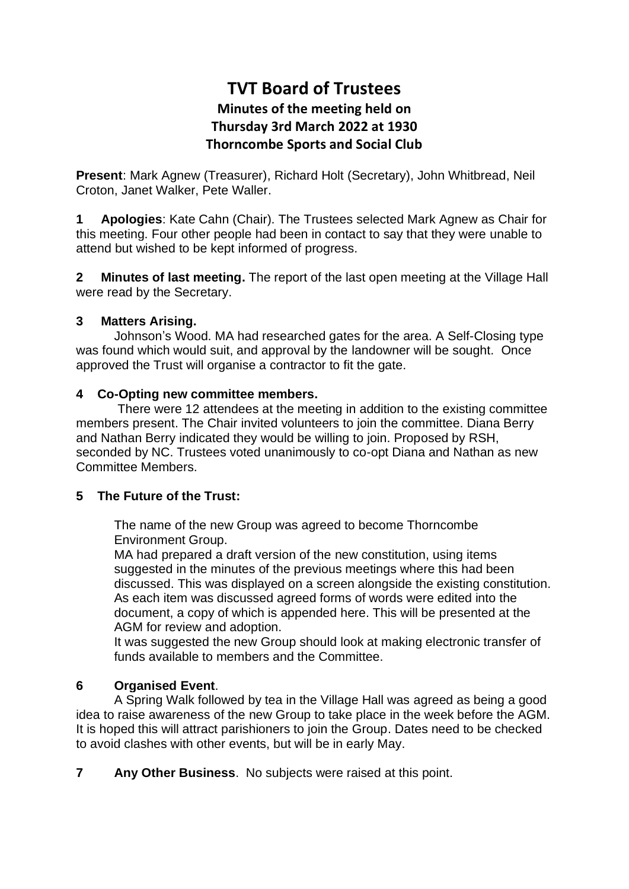# TVT Board of Trustees

## Minutes of the meeting held on
## Thursday 3rd March 2022 at 1930
## Thorncombe Sports and Social Club

**Present**: Mark Agnew (Treasurer), Richard Holt (Secretary), John Whitbread, Neil Croton, Janet Walker, Pete Waller.

**1 Apologies**: Kate Cahn (Chair). The Trustees selected Mark Agnew as Chair for this meeting. Four other people had been in contact to say that they were unable to attend but wished to be kept informed of progress.

**2 Minutes of last meeting.** The report of the last open meeting at the Village Hall were read by the Secretary.

**3 Matters Arising.**

Johnson's Wood. MA had researched gates for the area. A Self-Closing type was found which would suit, and approval by the landowner will be sought. Once approved the Trust will organise a contractor to fit the gate.

**4 Co-Opting new committee members.**

There were 12 attendees at the meeting in addition to the existing committee members present. The Chair invited volunteers to join the committee. Diana Berry and Nathan Berry indicated they would be willing to join. Proposed by RSH, seconded by NC. Trustees voted unanimously to co-opt Diana and Nathan as new Committee Members.

**5 The Future of the Trust:**

The name of the new Group was agreed to become Thorncombe Environment Group.

MA had prepared a draft version of the new constitution, using items suggested in the minutes of the previous meetings where this had been discussed. This was displayed on a screen alongside the existing constitution. As each item was discussed agreed forms of words were edited into the document, a copy of which is appended here. This will be presented at the AGM for review and adoption.

It was suggested the new Group should look at making electronic transfer of funds available to members and the Committee.

**6 Organised Event**.

A Spring Walk followed by tea in the Village Hall was agreed as being a good idea to raise awareness of the new Group to take place in the week before the AGM. It is hoped this will attract parishioners to join the Group. Dates need to be checked to avoid clashes with other events, but will be in early May.

**7 Any Other Business**. No subjects were raised at this point.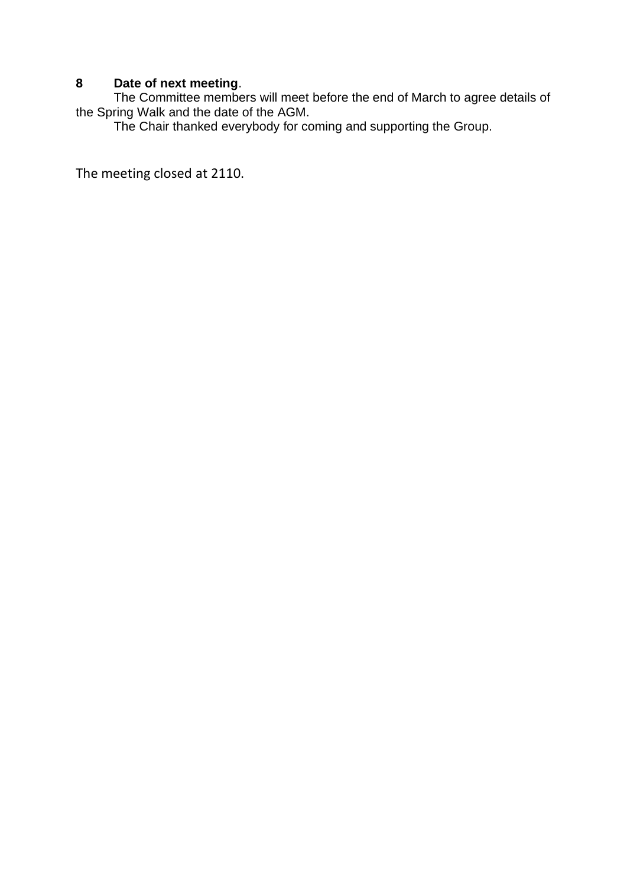**8 Date of next meeting**.

The Committee members will meet before the end of March to agree details of the Spring Walk and the date of the AGM.

The Chair thanked everybody for coming and supporting the Group.

The meeting closed at 2110.